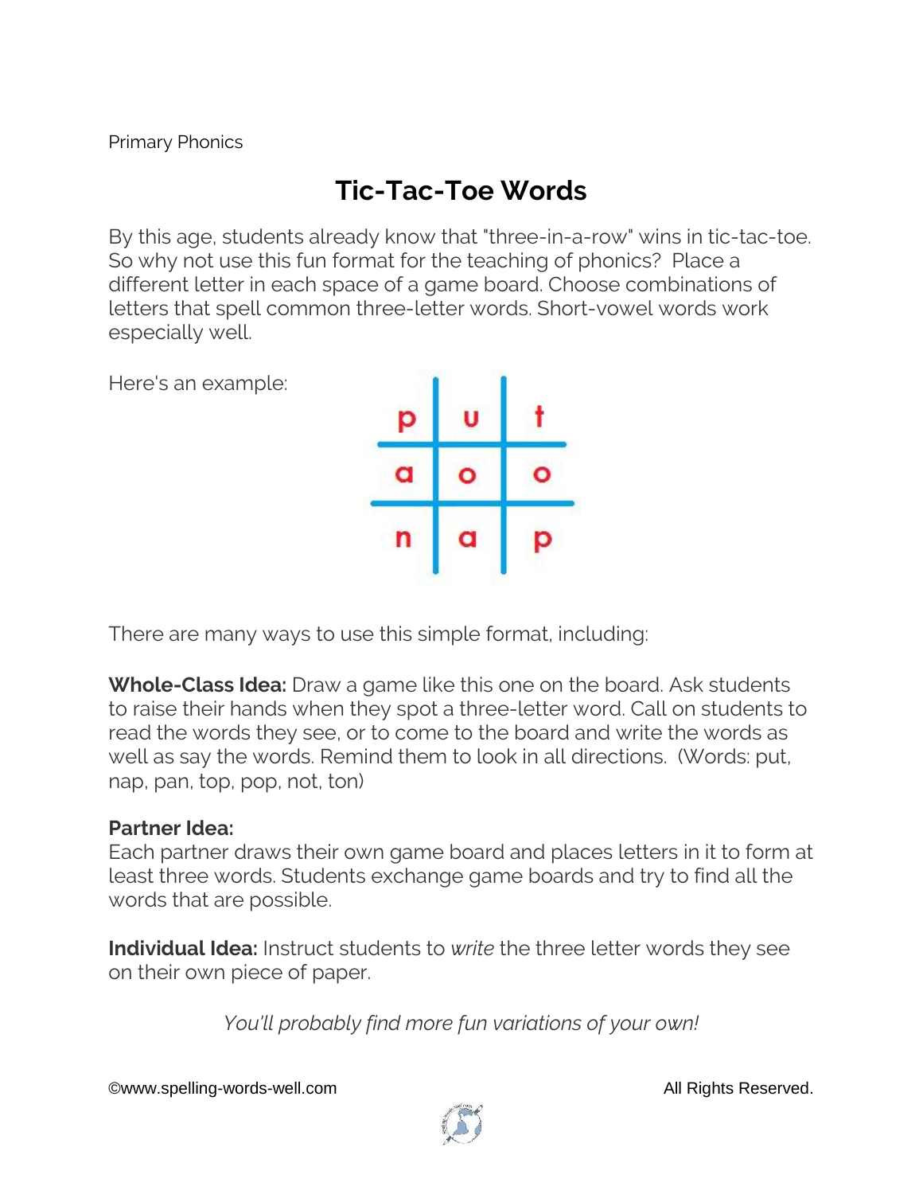Primary Phonics

# Tic-Tac-Toe Words

By this age, students already know that "three-in-a-row" wins in tic-tac-toe. So why not use this fun format for the teaching of phonics? Place a different letter in each space of a game board. Choose combinations of letters that spell common three-letter words. Short-vowel words work especially well.

Here's an example:

| p | u | t |
|---|---|---|
| a | o | o |
| n | a | p |

There are many ways to use this simple format, including:

**Whole-Class Idea:** Draw a game like this one on the board. Ask students to raise their hands when they spot a three-letter word. Call on students to read the words they see, or to come to the board and write the words as well as say the words. Remind them to look in all directions. (Words: put, nap, pan, top, pop, not, ton)

**Partner Idea:**
Each partner draws their own game board and places letters in it to form at least three words. Students exchange game boards and try to find all the words that are possible.

**Individual Idea:** Instruct students to *write* the three letter words they see on their own piece of paper.

*You'll probably find more fun variations of your own!*

©www.spelling-words-well.com All Rights Reserved.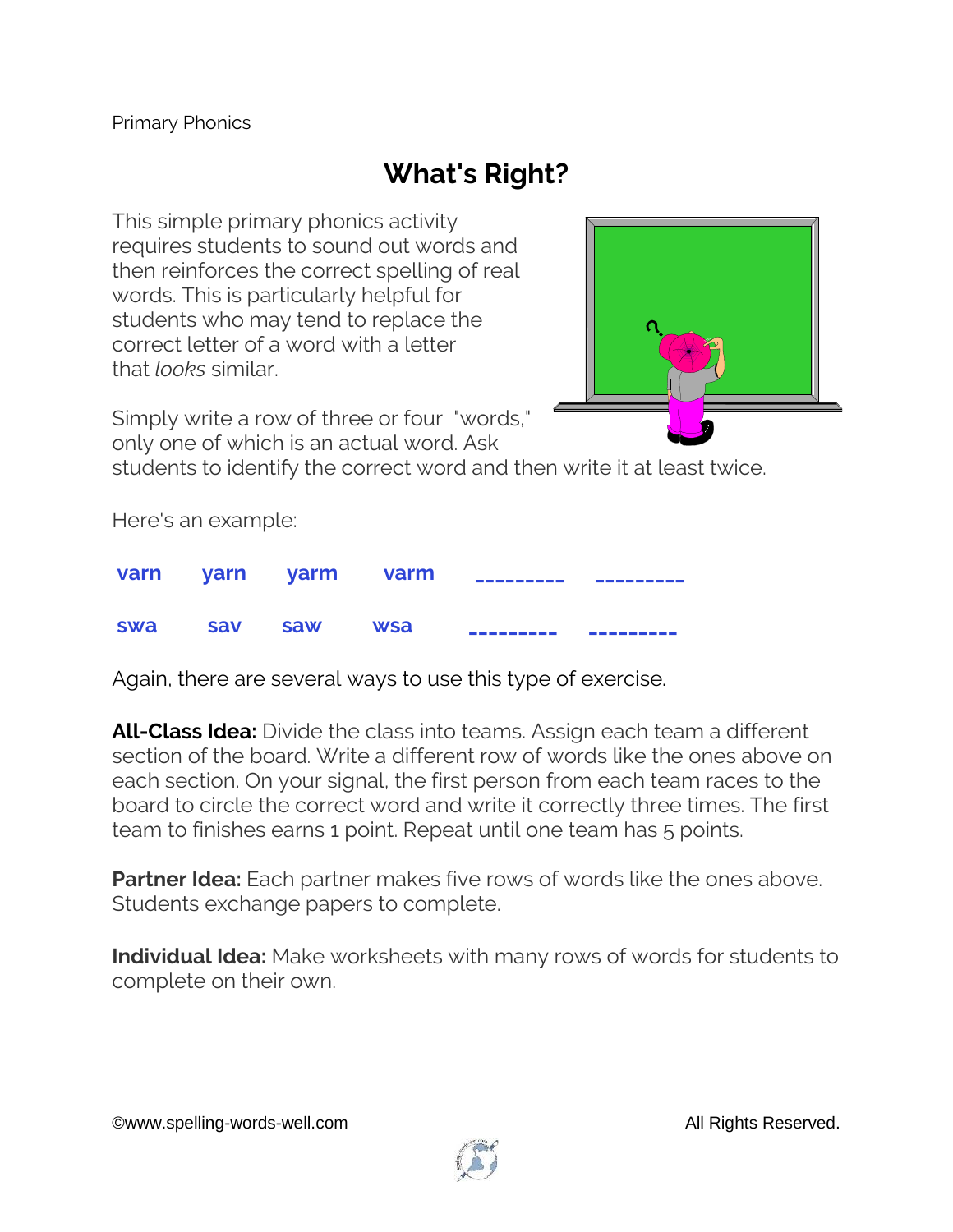Primary Phonics

# What's Right?

This simple primary phonics activity requires students to sound out words and then reinforces the correct spelling of real words. This is particularly helpful for students who may tend to replace the correct letter of a word with a letter that *looks* similar.

Simply write a row of three or four "words," only one of which is an actual word. Ask students to identify the correct word and then write it at least twice.

Here's an example:

**varn** **yarn** **yarm** **varm** _________ _________

**swa** **sav** **saw** **wsa** _________ _________

Again, there are several ways to use this type of exercise.

**All-Class Idea:** Divide the class into teams. Assign each team a different section of the board. Write a different row of words like the ones above on each section. On your signal, the first person from each team races to the board to circle the correct word and write it correctly three times. The first team to finishes earns 1 point. Repeat until one team has 5 points.

**Partner Idea:** Each partner makes five rows of words like the ones above. Students exchange papers to complete.

**Individual Idea:** Make worksheets with many rows of words for students to complete on their own.

©www.spelling-words-well.com All Rights Reserved.